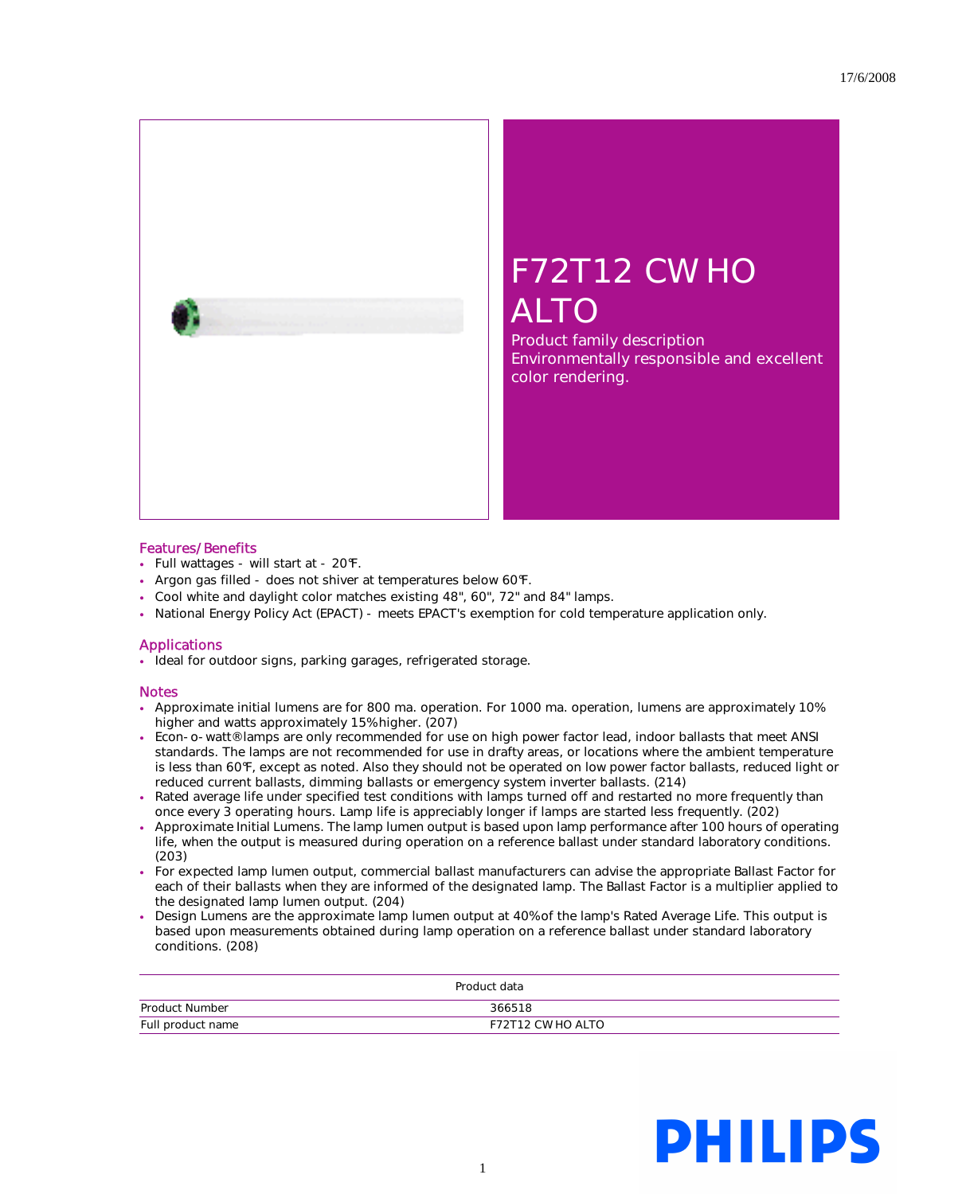17/6/2008

# F72T12 CW HO ALTO

Product family description
Environmentally responsible and excellent color rendering.

## Features/Benefits

- Full wattages - will start at - 20°F.
- Argon gas filled - does not shiver at temperatures below 60°F.
- Cool white and daylight color matches existing 48", 60", 72" and 84" lamps.
- National Energy Policy Act (EPACT) - meets EPACT's exemption for cold temperature application only.

## Applications

- Ideal for outdoor signs, parking garages, refrigerated storage.

## Notes

- Approximate initial lumens are for 800 ma. operation. For 1000 ma. operation, lumens are approximately 10% higher and watts approximately 15% higher. (207)
- Econ-o-watt® lamps are only recommended for use on high power factor lead, indoor ballasts that meet ANSI standards. The lamps are not recommended for use in drafty areas, or locations where the ambient temperature is less than 60°F, except as noted. Also they should not be operated on low power factor ballasts, reduced light or reduced current ballasts, dimming ballasts or emergency system inverter ballasts. (214)
- Rated average life under specified test conditions with lamps turned off and restarted no more frequently than once every 3 operating hours. Lamp life is appreciably longer if lamps are started less frequently. (202)
- Approximate Initial Lumens. The lamp lumen output is based upon lamp performance after 100 hours of operating life, when the output is measured during operation on a reference ballast under standard laboratory conditions. (203)
- For expected lamp lumen output, commercial ballast manufacturers can advise the appropriate Ballast Factor for each of their ballasts when they are informed of the designated lamp. The Ballast Factor is a multiplier applied to the designated lamp lumen output. (204)
- Design Lumens are the approximate lamp lumen output at 40% of the lamp's Rated Average Life. This output is based upon measurements obtained during lamp operation on a reference ballast under standard laboratory conditions. (208)

| Product data | |
|---|---|
| Product Number | 366518 |
| Full product name | F72T12 CW HO ALTO |

PHILIPS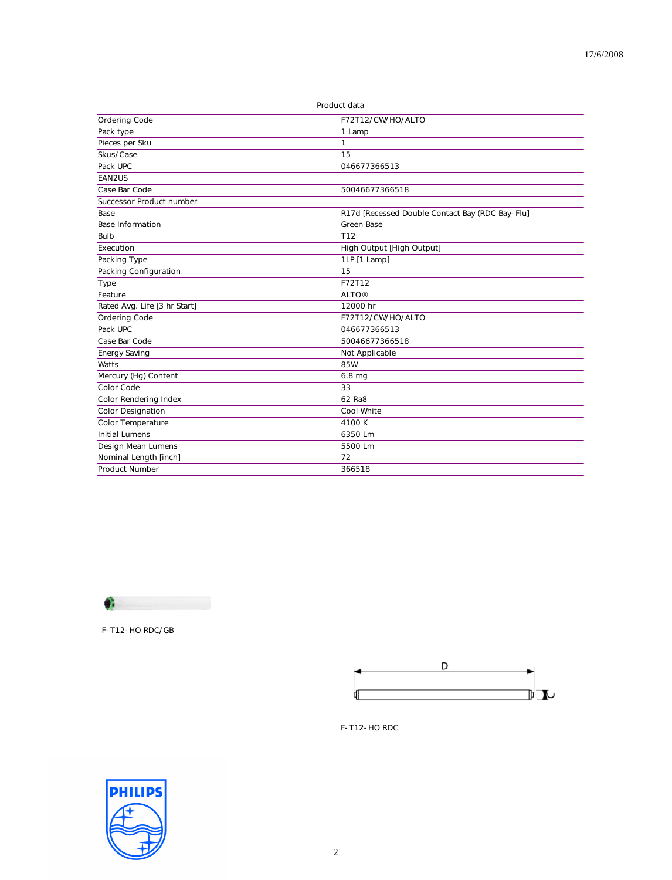| Product data | |
|---|---|
| Ordering Code | F72T12/CW/HO/ALTO |
| Pack type | 1 Lamp |
| Pieces per Sku | 1 |
| Skus/Case | 15 |
| Pack UPC | 046677366513 |
| EAN2US | |
| Case Bar Code | 50046677366518 |
| Successor Product number | |
| Base | R17d [Recessed Double Contact Bay (RDC Bay-Flu] |
| Base Information | Green Base |
| Bulb | T12 |
| Execution | High Output [High Output] |
| Packing Type | 1LP [1 Lamp] |
| Packing Configuration | 15 |
| Type | F72T12 |
| Feature | ALTO® |
| Rated Avg. Life [3 hr Start] | 12000 hr |
| Ordering Code | F72T12/CW/HO/ALTO |
| Pack UPC | 046677366513 |
| Case Bar Code | 50046677366518 |
| Energy Saving | Not Applicable |
| Watts | 85W |
| Mercury (Hg) Content | 6.8 mg |
| Color Code | 33 |
| Color Rendering Index | 62 Ra8 |
| Color Designation | Cool White |
| Color Temperature | 4100 K |
| Initial Lumens | 6350 Lm |
| Design Mean Lumens | 5500 Lm |
| Nominal Length [inch] | 72 |
| Product Number | 366518 |

F-T12-HO RDC/GB

D

F-T12-HO RDC

PHILIPS